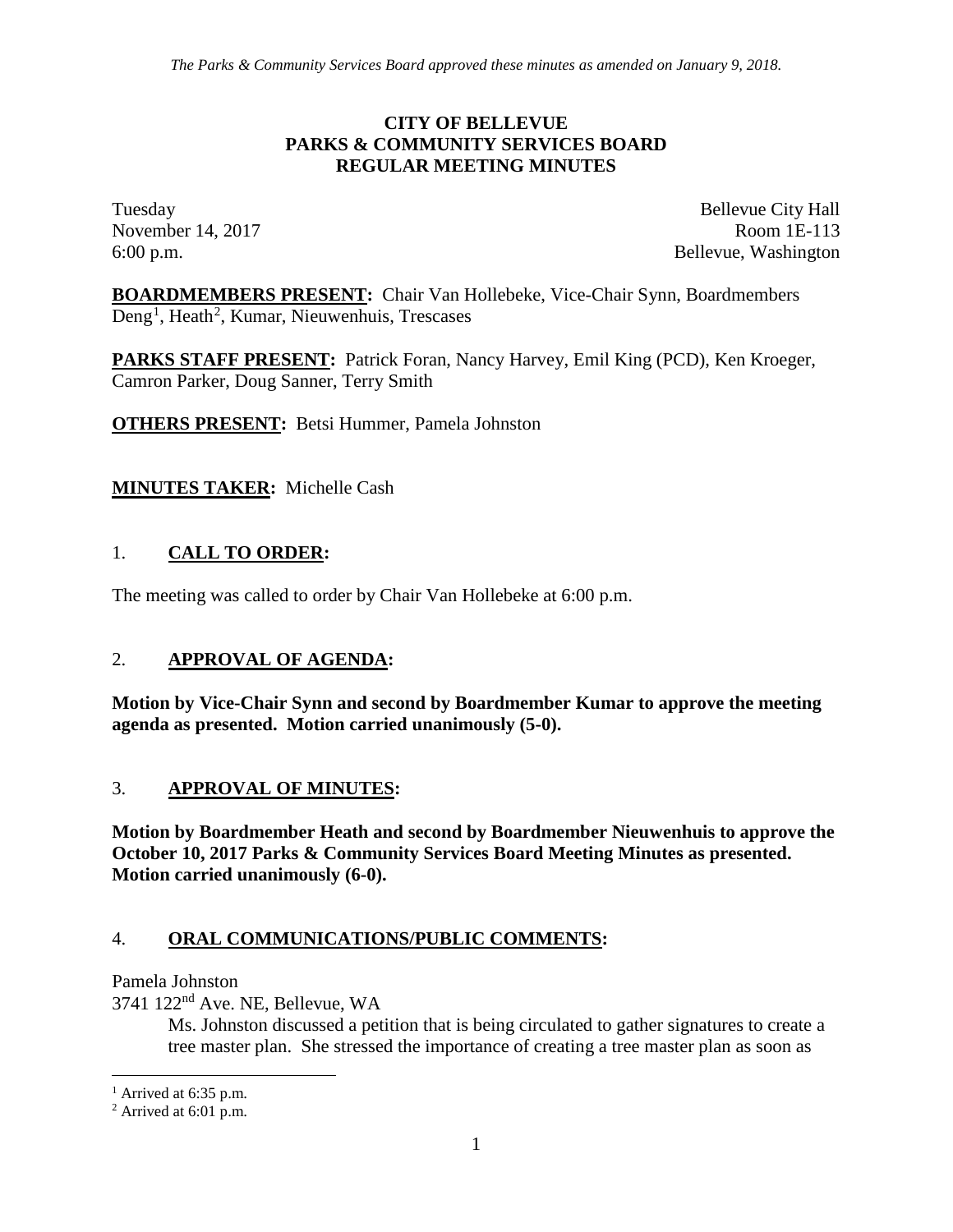*The Parks & Community Services Board approved these minutes as amended on January 9, 2018.*

# CITY OF BELLEVUE
# PARKS & COMMUNITY SERVICES BOARD
# REGULAR MEETING MINUTES

Tuesday — Bellevue City Hall
November 14, 2017 — Room 1E-113
6:00 p.m. — Bellevue, Washington

**BOARDMEMBERS PRESENT:** Chair Van Hollebeke, Vice-Chair Synn, Boardmembers Deng[1], Heath[2], Kumar, Nieuwenhuis, Trescases

**PARKS STAFF PRESENT:** Patrick Foran, Nancy Harvey, Emil King (PCD), Ken Kroeger, Camron Parker, Doug Sanner, Terry Smith

**OTHERS PRESENT:** Betsi Hummer, Pamela Johnston

**MINUTES TAKER:** Michelle Cash

## 1. CALL TO ORDER:

The meeting was called to order by Chair Van Hollebeke at 6:00 p.m.

## 2. APPROVAL OF AGENDA:

**Motion by Vice-Chair Synn and second by Boardmember Kumar to approve the meeting agenda as presented. Motion carried unanimously (5-0).**

## 3. APPROVAL OF MINUTES:

**Motion by Boardmember Heath and second by Boardmember Nieuwenhuis to approve the October 10, 2017 Parks & Community Services Board Meeting Minutes as presented. Motion carried unanimously (6-0).**

## 4. ORAL COMMUNICATIONS/PUBLIC COMMENTS:

Pamela Johnston
3741 122nd Ave. NE, Bellevue, WA

Ms. Johnston discussed a petition that is being circulated to gather signatures to create a tree master plan. She stressed the importance of creating a tree master plan as soon as

---

[1] Arrived at 6:35 p.m.
[2] Arrived at 6:01 p.m.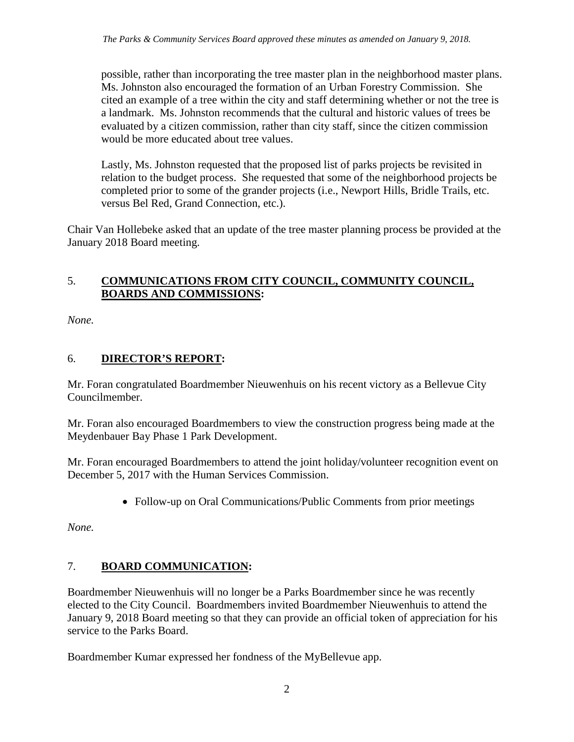possible, rather than incorporating the tree master plan in the neighborhood master plans. Ms. Johnston also encouraged the formation of an Urban Forestry Commission. She cited an example of a tree within the city and staff determining whether or not the tree is a landmark. Ms. Johnston recommends that the cultural and historic values of trees be evaluated by a citizen commission, rather than city staff, since the citizen commission would be more educated about tree values.

Lastly, Ms. Johnston requested that the proposed list of parks projects be revisited in relation to the budget process. She requested that some of the neighborhood projects be completed prior to some of the grander projects (i.e., Newport Hills, Bridle Trails, etc. versus Bel Red, Grand Connection, etc.).

Chair Van Hollebeke asked that an update of the tree master planning process be provided at the January 2018 Board meeting.

## 5. **COMMUNICATIONS FROM CITY COUNCIL, COMMUNITY COUNCIL, BOARDS AND COMMISSIONS:**

*None.*

## 6. **DIRECTOR'S REPORT:**

Mr. Foran congratulated Boardmember Nieuwenhuis on his recent victory as a Bellevue City Councilmember.

Mr. Foran also encouraged Boardmembers to view the construction progress being made at the Meydenbauer Bay Phase 1 Park Development.

Mr. Foran encouraged Boardmembers to attend the joint holiday/volunteer recognition event on December 5, 2017 with the Human Services Commission.

- Follow-up on Oral Communications/Public Comments from prior meetings

*None.*

## 7. **BOARD COMMUNICATION:**

Boardmember Nieuwenhuis will no longer be a Parks Boardmember since he was recently elected to the City Council. Boardmembers invited Boardmember Nieuwenhuis to attend the January 9, 2018 Board meeting so that they can provide an official token of appreciation for his service to the Parks Board.

Boardmember Kumar expressed her fondness of the MyBellevue app.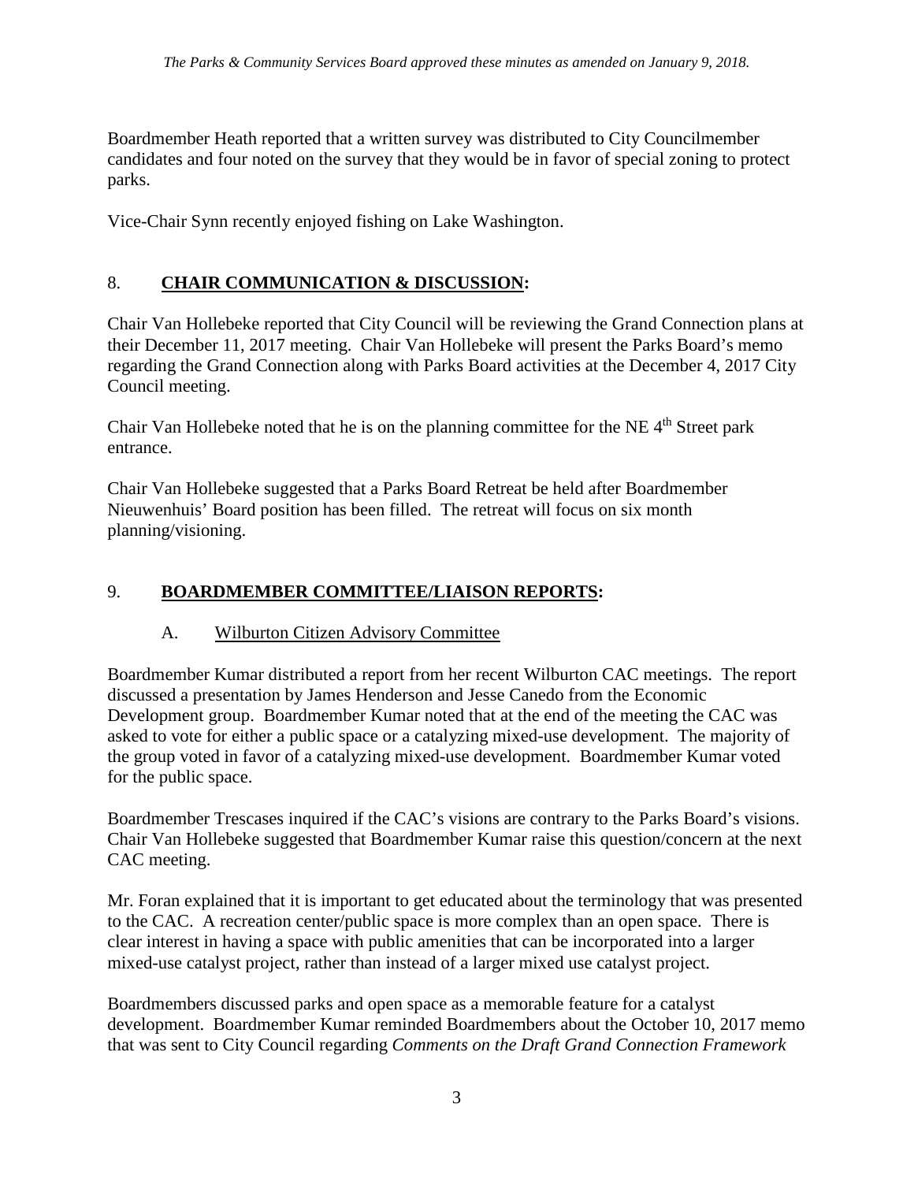*The Parks & Community Services Board approved these minutes as amended on January 9, 2018.*

Boardmember Heath reported that a written survey was distributed to City Councilmember candidates and four noted on the survey that they would be in favor of special zoning to protect parks.

Vice-Chair Synn recently enjoyed fishing on Lake Washington.

## 8. **CHAIR COMMUNICATION & DISCUSSION:**

Chair Van Hollebeke reported that City Council will be reviewing the Grand Connection plans at their December 11, 2017 meeting. Chair Van Hollebeke will present the Parks Board's memo regarding the Grand Connection along with Parks Board activities at the December 4, 2017 City Council meeting.

Chair Van Hollebeke noted that he is on the planning committee for the NE 4th Street park entrance.

Chair Van Hollebeke suggested that a Parks Board Retreat be held after Boardmember Nieuwenhuis' Board position has been filled. The retreat will focus on six month planning/visioning.

## 9. **BOARDMEMBER COMMITTEE/LIAISON REPORTS:**

### A. Wilburton Citizen Advisory Committee

Boardmember Kumar distributed a report from her recent Wilburton CAC meetings. The report discussed a presentation by James Henderson and Jesse Canedo from the Economic Development group. Boardmember Kumar noted that at the end of the meeting the CAC was asked to vote for either a public space or a catalyzing mixed-use development. The majority of the group voted in favor of a catalyzing mixed-use development. Boardmember Kumar voted for the public space.

Boardmember Trescases inquired if the CAC's visions are contrary to the Parks Board's visions. Chair Van Hollebeke suggested that Boardmember Kumar raise this question/concern at the next CAC meeting.

Mr. Foran explained that it is important to get educated about the terminology that was presented to the CAC. A recreation center/public space is more complex than an open space. There is clear interest in having a space with public amenities that can be incorporated into a larger mixed-use catalyst project, rather than instead of a larger mixed use catalyst project.

Boardmembers discussed parks and open space as a memorable feature for a catalyst development. Boardmember Kumar reminded Boardmembers about the October 10, 2017 memo that was sent to City Council regarding *Comments on the Draft Grand Connection Framework*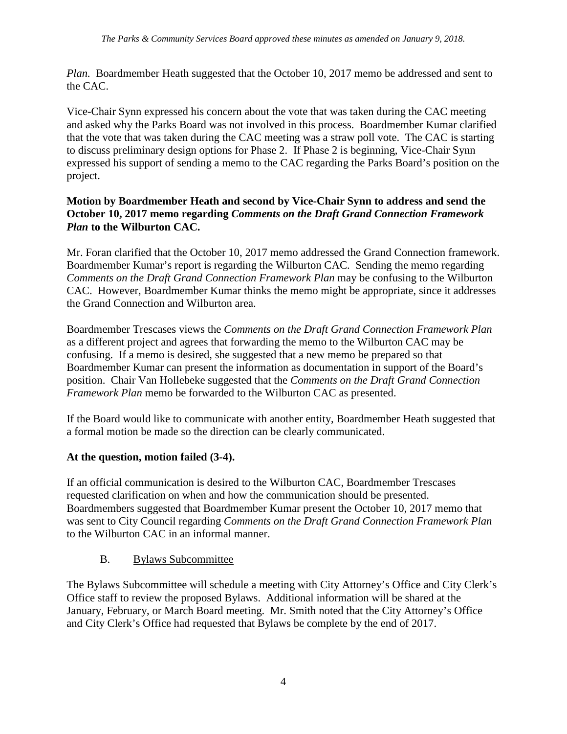*Plan.* Boardmember Heath suggested that the October 10, 2017 memo be addressed and sent to the CAC.

Vice-Chair Synn expressed his concern about the vote that was taken during the CAC meeting and asked why the Parks Board was not involved in this process. Boardmember Kumar clarified that the vote that was taken during the CAC meeting was a straw poll vote. The CAC is starting to discuss preliminary design options for Phase 2. If Phase 2 is beginning, Vice-Chair Synn expressed his support of sending a memo to the CAC regarding the Parks Board's position on the project.

**Motion by Boardmember Heath and second by Vice-Chair Synn to address and send the October 10, 2017 memo regarding *Comments on the Draft Grand Connection Framework Plan* to the Wilburton CAC.**

Mr. Foran clarified that the October 10, 2017 memo addressed the Grand Connection framework. Boardmember Kumar's report is regarding the Wilburton CAC. Sending the memo regarding *Comments on the Draft Grand Connection Framework Plan* may be confusing to the Wilburton CAC. However, Boardmember Kumar thinks the memo might be appropriate, since it addresses the Grand Connection and Wilburton area.

Boardmember Trescases views the *Comments on the Draft Grand Connection Framework Plan* as a different project and agrees that forwarding the memo to the Wilburton CAC may be confusing. If a memo is desired, she suggested that a new memo be prepared so that Boardmember Kumar can present the information as documentation in support of the Board's position. Chair Van Hollebeke suggested that the *Comments on the Draft Grand Connection Framework Plan* memo be forwarded to the Wilburton CAC as presented.

If the Board would like to communicate with another entity, Boardmember Heath suggested that a formal motion be made so the direction can be clearly communicated.

**At the question, motion failed (3-4).**

If an official communication is desired to the Wilburton CAC, Boardmember Trescases requested clarification on when and how the communication should be presented. Boardmembers suggested that Boardmember Kumar present the October 10, 2017 memo that was sent to City Council regarding *Comments on the Draft Grand Connection Framework Plan* to the Wilburton CAC in an informal manner.

B. Bylaws Subcommittee

The Bylaws Subcommittee will schedule a meeting with City Attorney's Office and City Clerk's Office staff to review the proposed Bylaws. Additional information will be shared at the January, February, or March Board meeting. Mr. Smith noted that the City Attorney's Office and City Clerk's Office had requested that Bylaws be complete by the end of 2017.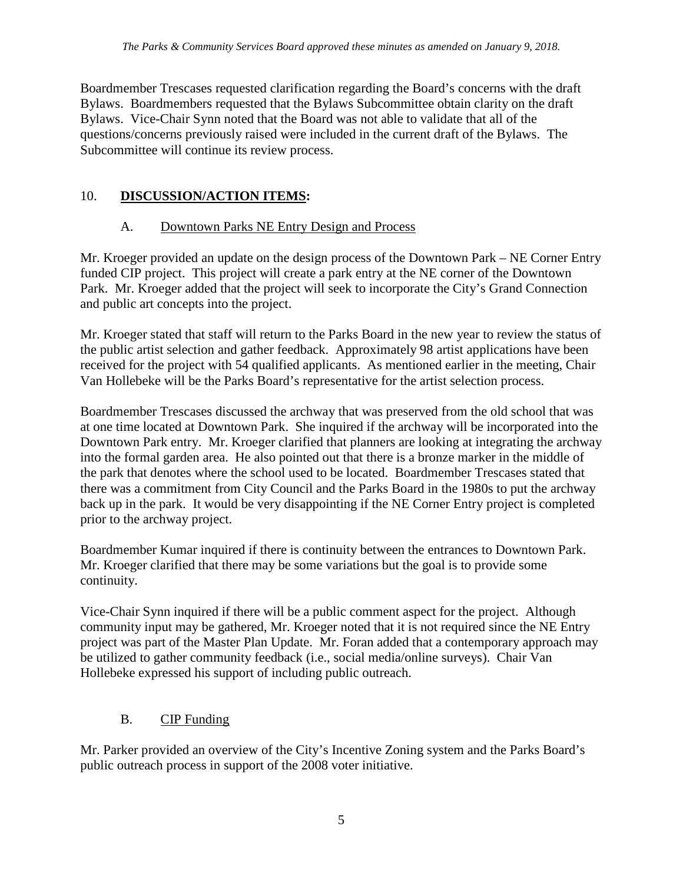Boardmember Trescases requested clarification regarding the Board's concerns with the draft Bylaws. Boardmembers requested that the Bylaws Subcommittee obtain clarity on the draft Bylaws. Vice-Chair Synn noted that the Board was not able to validate that all of the questions/concerns previously raised were included in the current draft of the Bylaws. The Subcommittee will continue its review process.

## 10. **DISCUSSION/ACTION ITEMS:**

### A. Downtown Parks NE Entry Design and Process

Mr. Kroeger provided an update on the design process of the Downtown Park – NE Corner Entry funded CIP project. This project will create a park entry at the NE corner of the Downtown Park. Mr. Kroeger added that the project will seek to incorporate the City's Grand Connection and public art concepts into the project.

Mr. Kroeger stated that staff will return to the Parks Board in the new year to review the status of the public artist selection and gather feedback. Approximately 98 artist applications have been received for the project with 54 qualified applicants. As mentioned earlier in the meeting, Chair Van Hollebeke will be the Parks Board's representative for the artist selection process.

Boardmember Trescases discussed the archway that was preserved from the old school that was at one time located at Downtown Park. She inquired if the archway will be incorporated into the Downtown Park entry. Mr. Kroeger clarified that planners are looking at integrating the archway into the formal garden area. He also pointed out that there is a bronze marker in the middle of the park that denotes where the school used to be located. Boardmember Trescases stated that there was a commitment from City Council and the Parks Board in the 1980s to put the archway back up in the park. It would be very disappointing if the NE Corner Entry project is completed prior to the archway project.

Boardmember Kumar inquired if there is continuity between the entrances to Downtown Park. Mr. Kroeger clarified that there may be some variations but the goal is to provide some continuity.

Vice-Chair Synn inquired if there will be a public comment aspect for the project. Although community input may be gathered, Mr. Kroeger noted that it is not required since the NE Entry project was part of the Master Plan Update. Mr. Foran added that a contemporary approach may be utilized to gather community feedback (i.e., social media/online surveys). Chair Van Hollebeke expressed his support of including public outreach.

### B. CIP Funding

Mr. Parker provided an overview of the City's Incentive Zoning system and the Parks Board's public outreach process in support of the 2008 voter initiative.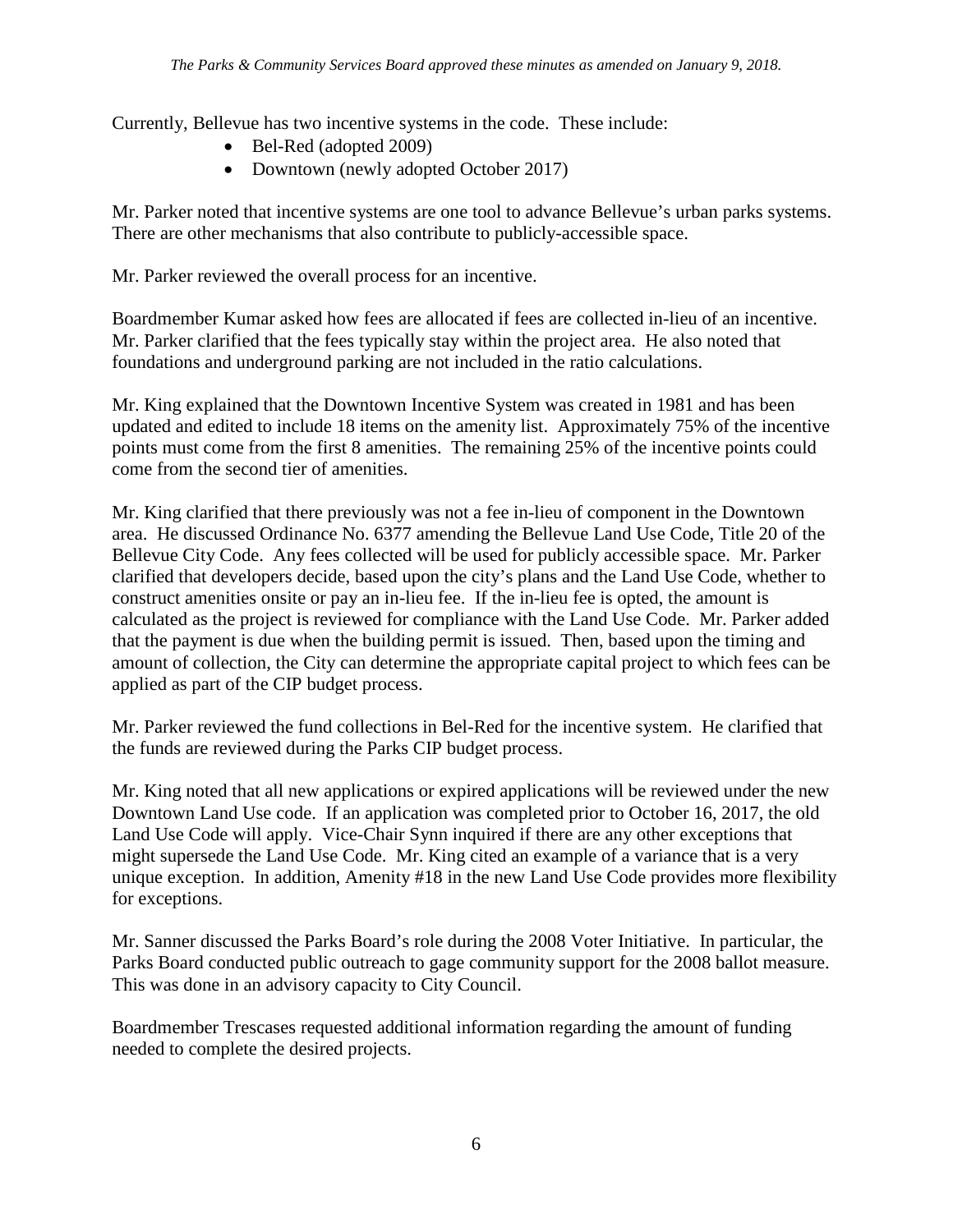Currently, Bellevue has two incentive systems in the code. These include:

- Bel-Red (adopted 2009)
- Downtown (newly adopted October 2017)

Mr. Parker noted that incentive systems are one tool to advance Bellevue's urban parks systems. There are other mechanisms that also contribute to publicly-accessible space.

Mr. Parker reviewed the overall process for an incentive.

Boardmember Kumar asked how fees are allocated if fees are collected in-lieu of an incentive. Mr. Parker clarified that the fees typically stay within the project area. He also noted that foundations and underground parking are not included in the ratio calculations.

Mr. King explained that the Downtown Incentive System was created in 1981 and has been updated and edited to include 18 items on the amenity list. Approximately 75% of the incentive points must come from the first 8 amenities. The remaining 25% of the incentive points could come from the second tier of amenities.

Mr. King clarified that there previously was not a fee in-lieu of component in the Downtown area. He discussed Ordinance No. 6377 amending the Bellevue Land Use Code, Title 20 of the Bellevue City Code. Any fees collected will be used for publicly accessible space. Mr. Parker clarified that developers decide, based upon the city's plans and the Land Use Code, whether to construct amenities onsite or pay an in-lieu fee. If the in-lieu fee is opted, the amount is calculated as the project is reviewed for compliance with the Land Use Code. Mr. Parker added that the payment is due when the building permit is issued. Then, based upon the timing and amount of collection, the City can determine the appropriate capital project to which fees can be applied as part of the CIP budget process.

Mr. Parker reviewed the fund collections in Bel-Red for the incentive system. He clarified that the funds are reviewed during the Parks CIP budget process.

Mr. King noted that all new applications or expired applications will be reviewed under the new Downtown Land Use code. If an application was completed prior to October 16, 2017, the old Land Use Code will apply. Vice-Chair Synn inquired if there are any other exceptions that might supersede the Land Use Code. Mr. King cited an example of a variance that is a very unique exception. In addition, Amenity #18 in the new Land Use Code provides more flexibility for exceptions.

Mr. Sanner discussed the Parks Board's role during the 2008 Voter Initiative. In particular, the Parks Board conducted public outreach to gage community support for the 2008 ballot measure. This was done in an advisory capacity to City Council.

Boardmember Trescases requested additional information regarding the amount of funding needed to complete the desired projects.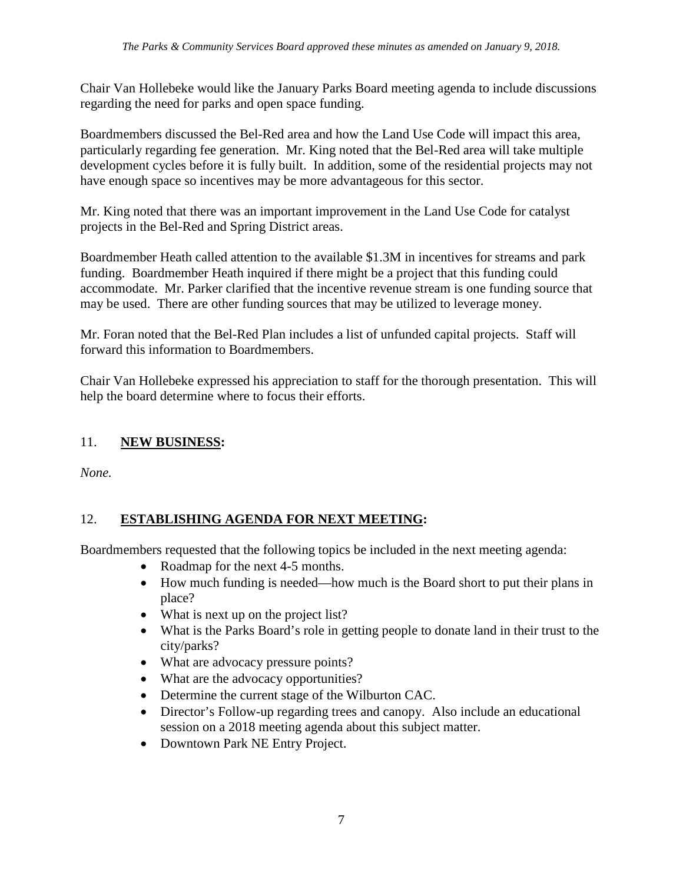Chair Van Hollebeke would like the January Parks Board meeting agenda to include discussions regarding the need for parks and open space funding.

Boardmembers discussed the Bel-Red area and how the Land Use Code will impact this area, particularly regarding fee generation. Mr. King noted that the Bel-Red area will take multiple development cycles before it is fully built. In addition, some of the residential projects may not have enough space so incentives may be more advantageous for this sector.

Mr. King noted that there was an important improvement in the Land Use Code for catalyst projects in the Bel-Red and Spring District areas.

Boardmember Heath called attention to the available $1.3M in incentives for streams and park funding. Boardmember Heath inquired if there might be a project that this funding could accommodate. Mr. Parker clarified that the incentive revenue stream is one funding source that may be used. There are other funding sources that may be utilized to leverage money.

Mr. Foran noted that the Bel-Red Plan includes a list of unfunded capital projects. Staff will forward this information to Boardmembers.

Chair Van Hollebeke expressed his appreciation to staff for the thorough presentation. This will help the board determine where to focus their efforts.

## 11. **NEW BUSINESS:**

*None.*

## 12. **ESTABLISHING AGENDA FOR NEXT MEETING:**

Boardmembers requested that the following topics be included in the next meeting agenda:

- Roadmap for the next 4-5 months.
- How much funding is needed—how much is the Board short to put their plans in place?
- What is next up on the project list?
- What is the Parks Board's role in getting people to donate land in their trust to the city/parks?
- What are advocacy pressure points?
- What are the advocacy opportunities?
- Determine the current stage of the Wilburton CAC.
- Director's Follow-up regarding trees and canopy. Also include an educational session on a 2018 meeting agenda about this subject matter.
- Downtown Park NE Entry Project.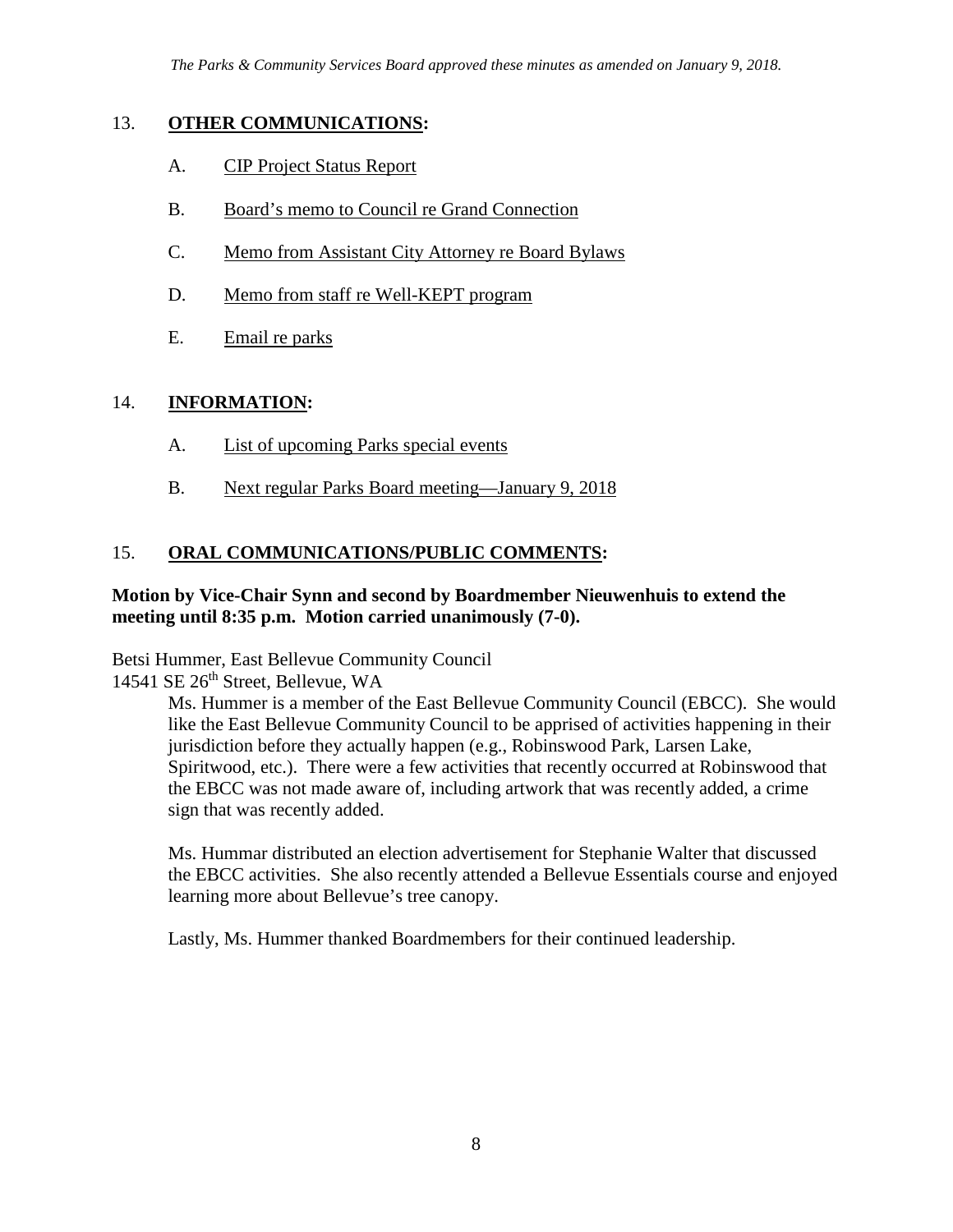*The Parks & Community Services Board approved these minutes as amended on January 9, 2018.*

## 13. OTHER COMMUNICATIONS:

A. CIP Project Status Report

B. Board's memo to Council re Grand Connection

C. Memo from Assistant City Attorney re Board Bylaws

D. Memo from staff re Well-KEPT program

E. Email re parks

## 14. INFORMATION:

A. List of upcoming Parks special events

B. Next regular Parks Board meeting—January 9, 2018

## 15. ORAL COMMUNICATIONS/PUBLIC COMMENTS:

**Motion by Vice-Chair Synn and second by Boardmember Nieuwenhuis to extend the meeting until 8:35 p.m. Motion carried unanimously (7-0).**

Betsi Hummer, East Bellevue Community Council
14541 SE 26th Street, Bellevue, WA

Ms. Hummer is a member of the East Bellevue Community Council (EBCC). She would like the East Bellevue Community Council to be apprised of activities happening in their jurisdiction before they actually happen (e.g., Robinswood Park, Larsen Lake, Spiritwood, etc.). There were a few activities that recently occurred at Robinswood that the EBCC was not made aware of, including artwork that was recently added, a crime sign that was recently added.

Ms. Hummar distributed an election advertisement for Stephanie Walter that discussed the EBCC activities. She also recently attended a Bellevue Essentials course and enjoyed learning more about Bellevue's tree canopy.

Lastly, Ms. Hummer thanked Boardmembers for their continued leadership.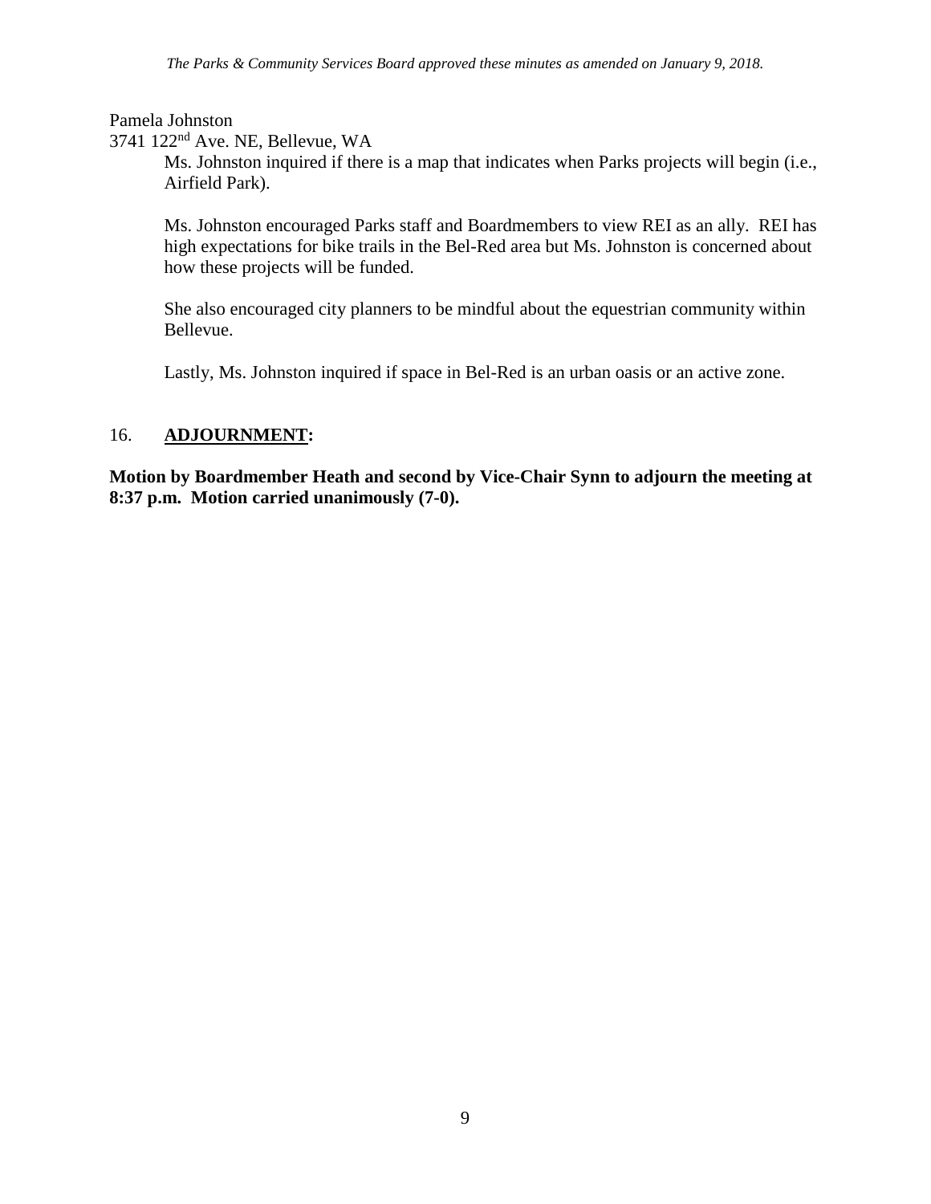Pamela Johnston
3741 122nd Ave. NE, Bellevue, WA

Ms. Johnston inquired if there is a map that indicates when Parks projects will begin (i.e., Airfield Park).

Ms. Johnston encouraged Parks staff and Boardmembers to view REI as an ally. REI has high expectations for bike trails in the Bel-Red area but Ms. Johnston is concerned about how these projects will be funded.

She also encouraged city planners to be mindful about the equestrian community within Bellevue.

Lastly, Ms. Johnston inquired if space in Bel-Red is an urban oasis or an active zone.

16. **ADJOURNMENT:**

**Motion by Boardmember Heath and second by Vice-Chair Synn to adjourn the meeting at 8:37 p.m. Motion carried unanimously (7-0).**